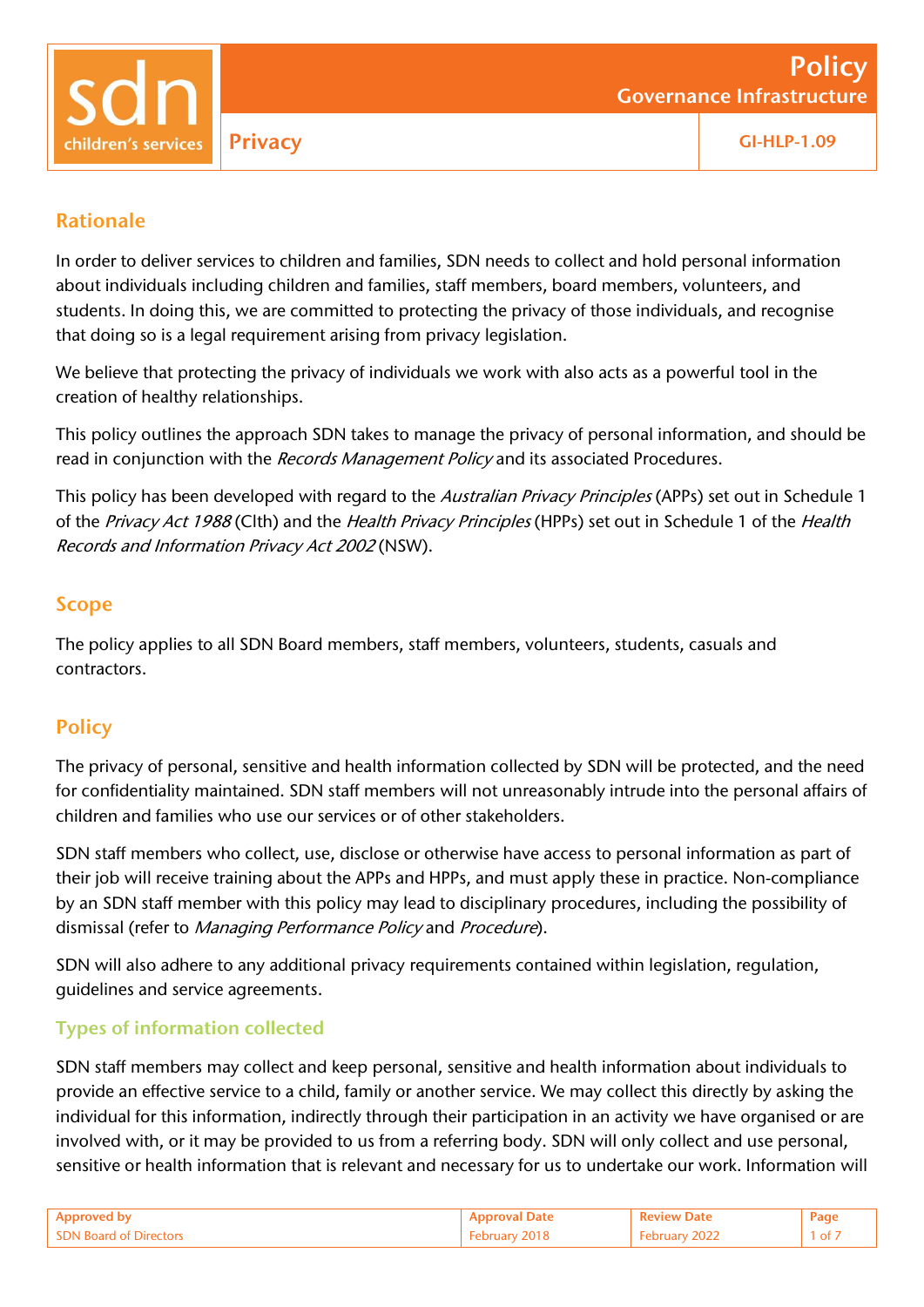# Policy

## Governance Infrastructure

**sdn children's services**

**Privacy** | **GI-HLP-1.09**

## Rationale

In order to deliver services to children and families, SDN needs to collect and hold personal information about individuals including children and families, staff members, board members, volunteers, and students. In doing this, we are committed to protecting the privacy of those individuals, and recognise that doing so is a legal requirement arising from privacy legislation.

We believe that protecting the privacy of individuals we work with also acts as a powerful tool in the creation of healthy relationships.

This policy outlines the approach SDN takes to manage the privacy of personal information, and should be read in conjunction with the *Records Management Policy* and its associated Procedures.

This policy has been developed with regard to the *Australian Privacy Principles* (APPs) set out in Schedule 1 of the *Privacy Act 1988* (Clth) and the *Health Privacy Principles* (HPPs) set out in Schedule 1 of the *Health Records and Information Privacy Act 2002* (NSW).

## Scope

The policy applies to all SDN Board members, staff members, volunteers, students, casuals and contractors.

## Policy

The privacy of personal, sensitive and health information collected by SDN will be protected, and the need for confidentiality maintained. SDN staff members will not unreasonably intrude into the personal affairs of children and families who use our services or of other stakeholders.

SDN staff members who collect, use, disclose or otherwise have access to personal information as part of their job will receive training about the APPs and HPPs, and must apply these in practice. Non-compliance by an SDN staff member with this policy may lead to disciplinary procedures, including the possibility of dismissal (refer to *Managing Performance Policy* and *Procedure*).

SDN will also adhere to any additional privacy requirements contained within legislation, regulation, guidelines and service agreements.

### Types of information collected

SDN staff members may collect and keep personal, sensitive and health information about individuals to provide an effective service to a child, family or another service. We may collect this directly by asking the individual for this information, indirectly through their participation in an activity we have organised or are involved with, or it may be provided to us from a referring body. SDN will only collect and use personal, sensitive or health information that is relevant and necessary for us to undertake our work. Information will

| Approved by | Approval Date | Review Date |
| --- | --- | --- |
| SDN Board of Directors | February 2018 | February 2022 |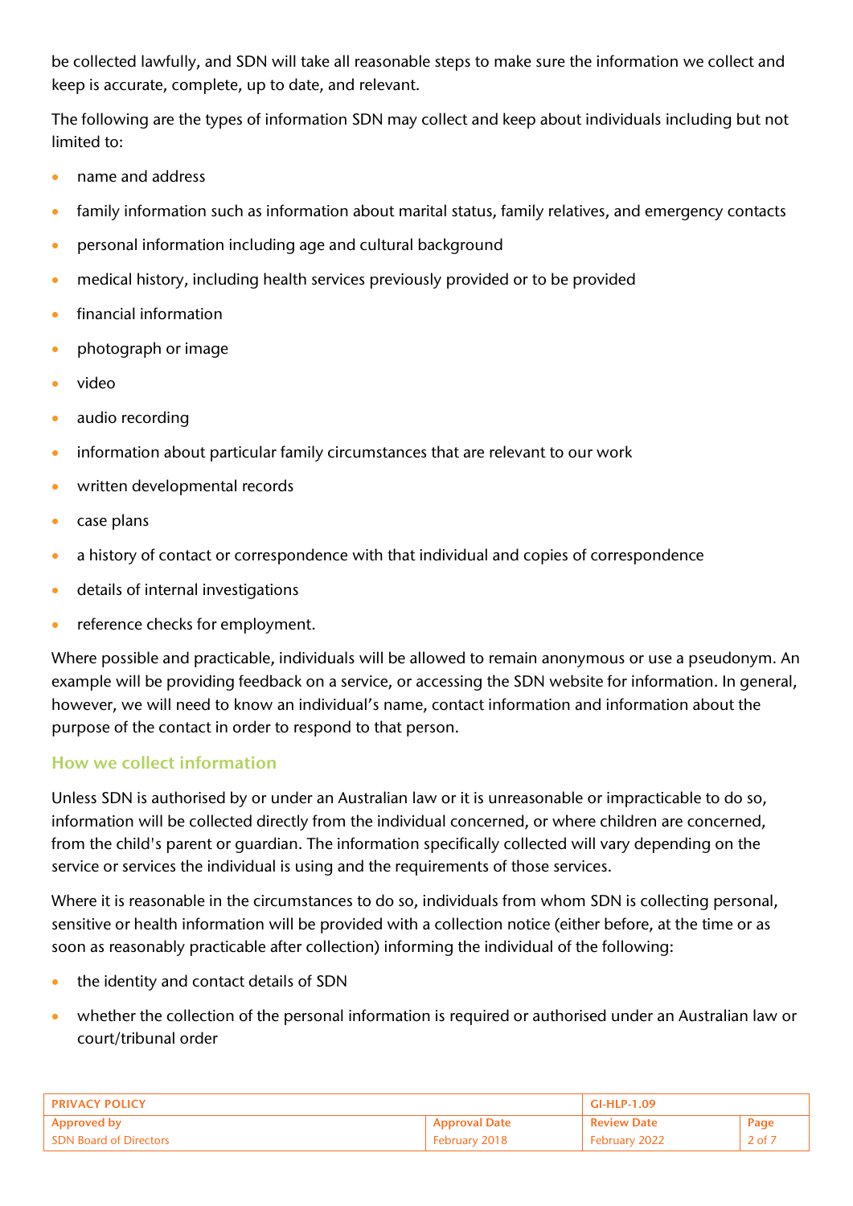be collected lawfully, and SDN will take all reasonable steps to make sure the information we collect and keep is accurate, complete, up to date, and relevant.

The following are the types of information SDN may collect and keep about individuals including but not limited to:

- name and address
- family information such as information about marital status, family relatives, and emergency contacts
- personal information including age and cultural background
- medical history, including health services previously provided or to be provided
- financial information
- photograph or image
- video
- audio recording
- information about particular family circumstances that are relevant to our work
- written developmental records
- case plans
- a history of contact or correspondence with that individual and copies of correspondence
- details of internal investigations
- reference checks for employment.

Where possible and practicable, individuals will be allowed to remain anonymous or use a pseudonym. An example will be providing feedback on a service, or accessing the SDN website for information. In general, however, we will need to know an individual's name, contact information and information about the purpose of the contact in order to respond to that person.

## How we collect information

Unless SDN is authorised by or under an Australian law or it is unreasonable or impracticable to do so, information will be collected directly from the individual concerned, or where children are concerned, from the child's parent or guardian. The information specifically collected will vary depending on the service or services the individual is using and the requirements of those services.

Where it is reasonable in the circumstances to do so, individuals from whom SDN is collecting personal, sensitive or health information will be provided with a collection notice (either before, at the time or as soon as reasonably practicable after collection) informing the individual of the following:

- the identity and contact details of SDN
- whether the collection of the personal information is required or authorised under an Australian law or court/tribunal order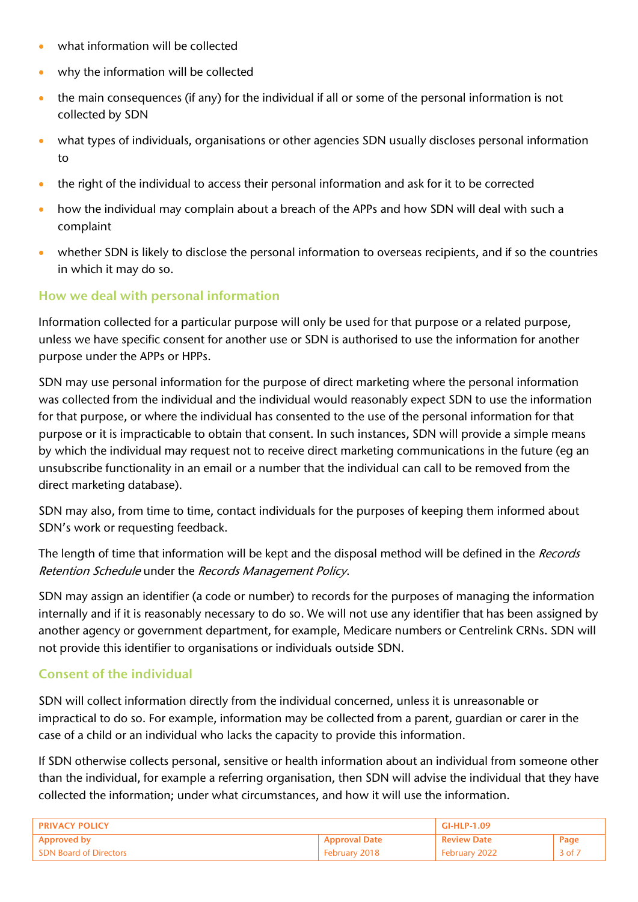- what information will be collected
- why the information will be collected
- the main consequences (if any) for the individual if all or some of the personal information is not collected by SDN
- what types of individuals, organisations or other agencies SDN usually discloses personal information to
- the right of the individual to access their personal information and ask for it to be corrected
- how the individual may complain about a breach of the APPs and how SDN will deal with such a complaint
- whether SDN is likely to disclose the personal information to overseas recipients, and if so the countries in which it may do so.

## How we deal with personal information

Information collected for a particular purpose will only be used for that purpose or a related purpose, unless we have specific consent for another use or SDN is authorised to use the information for another purpose under the APPs or HPPs.

SDN may use personal information for the purpose of direct marketing where the personal information was collected from the individual and the individual would reasonably expect SDN to use the information for that purpose, or where the individual has consented to the use of the personal information for that purpose or it is impracticable to obtain that consent. In such instances, SDN will provide a simple means by which the individual may request not to receive direct marketing communications in the future (eg an unsubscribe functionality in an email or a number that the individual can call to be removed from the direct marketing database).

SDN may also, from time to time, contact individuals for the purposes of keeping them informed about SDN's work or requesting feedback.

The length of time that information will be kept and the disposal method will be defined in the *Records Retention Schedule* under the *Records Management Policy*.

SDN may assign an identifier (a code or number) to records for the purposes of managing the information internally and if it is reasonably necessary to do so. We will not use any identifier that has been assigned by another agency or government department, for example, Medicare numbers or Centrelink CRNs. SDN will not provide this identifier to organisations or individuals outside SDN.

## Consent of the individual

SDN will collect information directly from the individual concerned, unless it is unreasonable or impractical to do so. For example, information may be collected from a parent, guardian or carer in the case of a child or an individual who lacks the capacity to provide this information.

If SDN otherwise collects personal, sensitive or health information about an individual from someone other than the individual, for example a referring organisation, then SDN will advise the individual that they have collected the information; under what circumstances, and how it will use the information.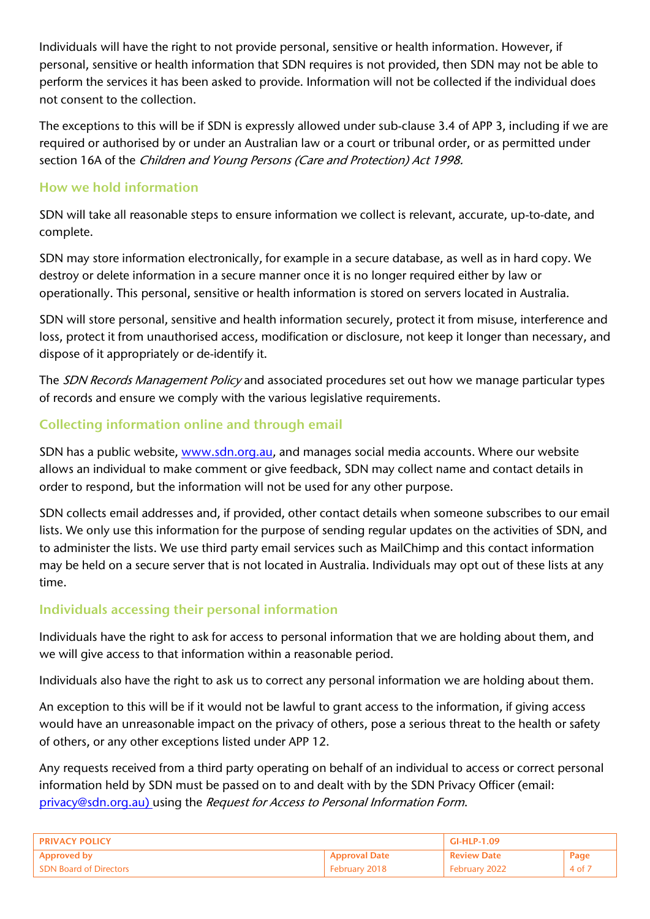Individuals will have the right to not provide personal, sensitive or health information. However, if personal, sensitive or health information that SDN requires is not provided, then SDN may not be able to perform the services it has been asked to provide. Information will not be collected if the individual does not consent to the collection.

The exceptions to this will be if SDN is expressly allowed under sub-clause 3.4 of APP 3, including if we are required or authorised by or under an Australian law or a court or tribunal order, or as permitted under section 16A of the *Children and Young Persons (Care and Protection) Act 1998.*

## How we hold information

SDN will take all reasonable steps to ensure information we collect is relevant, accurate, up-to-date, and complete.

SDN may store information electronically, for example in a secure database, as well as in hard copy. We destroy or delete information in a secure manner once it is no longer required either by law or operationally. This personal, sensitive or health information is stored on servers located in Australia.

SDN will store personal, sensitive and health information securely, protect it from misuse, interference and loss, protect it from unauthorised access, modification or disclosure, not keep it longer than necessary, and dispose of it appropriately or de-identify it.

The *SDN Records Management Policy* and associated procedures set out how we manage particular types of records and ensure we comply with the various legislative requirements.

## Collecting information online and through email

SDN has a public website, www.sdn.org.au, and manages social media accounts. Where our website allows an individual to make comment or give feedback, SDN may collect name and contact details in order to respond, but the information will not be used for any other purpose.

SDN collects email addresses and, if provided, other contact details when someone subscribes to our email lists. We only use this information for the purpose of sending regular updates on the activities of SDN, and to administer the lists. We use third party email services such as MailChimp and this contact information may be held on a secure server that is not located in Australia. Individuals may opt out of these lists at any time.

## Individuals accessing their personal information

Individuals have the right to ask for access to personal information that we are holding about them, and we will give access to that information within a reasonable period.

Individuals also have the right to ask us to correct any personal information we are holding about them.

An exception to this will be if it would not be lawful to grant access to the information, if giving access would have an unreasonable impact on the privacy of others, pose a serious threat to the health or safety of others, or any other exceptions listed under APP 12.

Any requests received from a third party operating on behalf of an individual to access or correct personal information held by SDN must be passed on to and dealt with by the SDN Privacy Officer (email: privacy@sdn.org.au) using the *Request for Access to Personal Information Form*.

| PRIVACY POLICY | | GI-HLP-1.09 | |
|---|---|---|---|
| Approved by | Approval Date | Review Date | Page |
| SDN Board of Directors | February 2018 | February 2022 | 4 of 7 |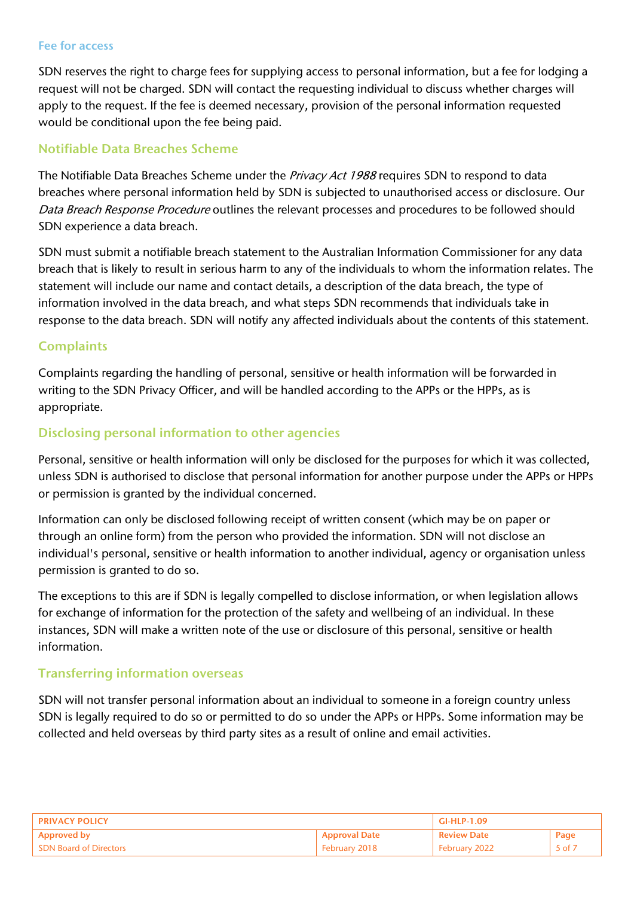### Fee for access

SDN reserves the right to charge fees for supplying access to personal information, but a fee for lodging a request will not be charged. SDN will contact the requesting individual to discuss whether charges will apply to the request. If the fee is deemed necessary, provision of the personal information requested would be conditional upon the fee being paid.

## Notifiable Data Breaches Scheme

The Notifiable Data Breaches Scheme under the *Privacy Act 1988* requires SDN to respond to data breaches where personal information held by SDN is subjected to unauthorised access or disclosure. Our *Data Breach Response Procedure* outlines the relevant processes and procedures to be followed should SDN experience a data breach.

SDN must submit a notifiable breach statement to the Australian Information Commissioner for any data breach that is likely to result in serious harm to any of the individuals to whom the information relates. The statement will include our name and contact details, a description of the data breach, the type of information involved in the data breach, and what steps SDN recommends that individuals take in response to the data breach. SDN will notify any affected individuals about the contents of this statement.

## Complaints

Complaints regarding the handling of personal, sensitive or health information will be forwarded in writing to the SDN Privacy Officer, and will be handled according to the APPs or the HPPs, as is appropriate.

## Disclosing personal information to other agencies

Personal, sensitive or health information will only be disclosed for the purposes for which it was collected, unless SDN is authorised to disclose that personal information for another purpose under the APPs or HPPs or permission is granted by the individual concerned.

Information can only be disclosed following receipt of written consent (which may be on paper or through an online form) from the person who provided the information. SDN will not disclose an individual's personal, sensitive or health information to another individual, agency or organisation unless permission is granted to do so.

The exceptions to this are if SDN is legally compelled to disclose information, or when legislation allows for exchange of information for the protection of the safety and wellbeing of an individual. In these instances, SDN will make a written note of the use or disclosure of this personal, sensitive or health information.

## Transferring information overseas

SDN will not transfer personal information about an individual to someone in a foreign country unless SDN is legally required to do so or permitted to do so under the APPs or HPPs. Some information may be collected and held overseas by third party sites as a result of online and email activities.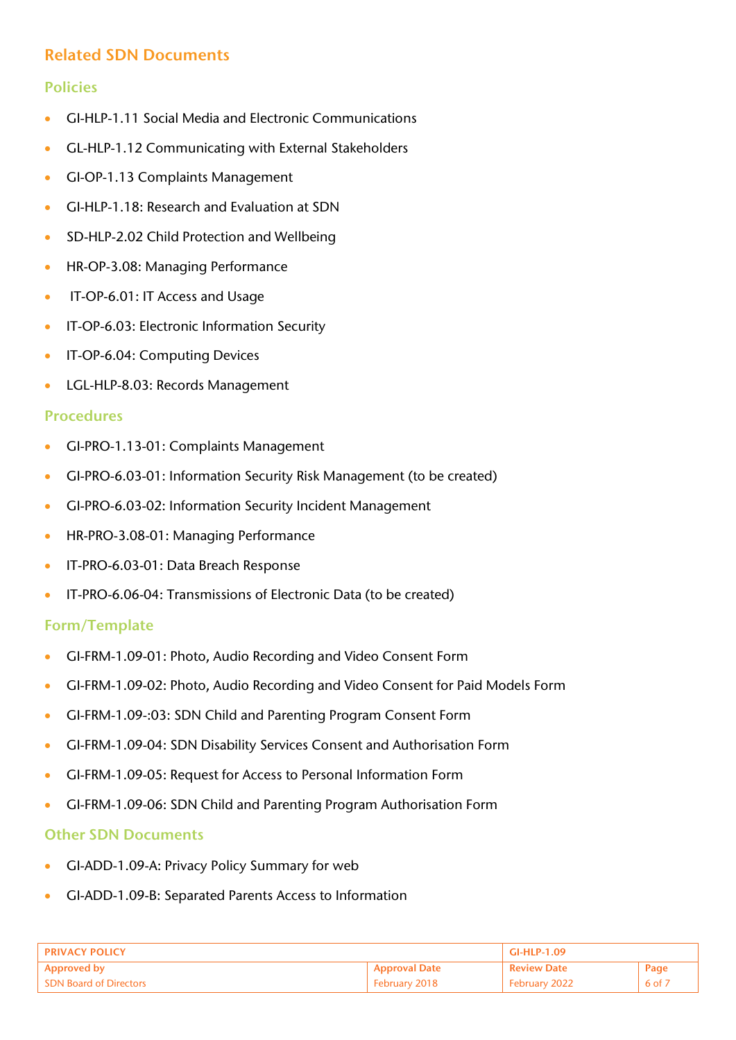## Related SDN Documents

### Policies

- GI-HLP-1.11 Social Media and Electronic Communications
- GL-HLP-1.12 Communicating with External Stakeholders
- GI-OP-1.13 Complaints Management
- GI-HLP-1.18: Research and Evaluation at SDN
- SD-HLP-2.02 Child Protection and Wellbeing
- HR-OP-3.08: Managing Performance
- IT-OP-6.01: IT Access and Usage
- IT-OP-6.03: Electronic Information Security
- IT-OP-6.04: Computing Devices
- LGL-HLP-8.03: Records Management

### Procedures

- GI-PRO-1.13-01: Complaints Management
- GI-PRO-6.03-01: Information Security Risk Management (to be created)
- GI-PRO-6.03-02: Information Security Incident Management
- HR-PRO-3.08-01: Managing Performance
- IT-PRO-6.03-01: Data Breach Response
- IT-PRO-6.06-04: Transmissions of Electronic Data (to be created)

### Form/Template

- GI-FRM-1.09-01: Photo, Audio Recording and Video Consent Form
- GI-FRM-1.09-02: Photo, Audio Recording and Video Consent for Paid Models Form
- GI-FRM-1.09-:03: SDN Child and Parenting Program Consent Form
- GI-FRM-1.09-04: SDN Disability Services Consent and Authorisation Form
- GI-FRM-1.09-05: Request for Access to Personal Information Form
- GI-FRM-1.09-06: SDN Child and Parenting Program Authorisation Form

### Other SDN Documents

- GI-ADD-1.09-A: Privacy Policy Summary for web
- GI-ADD-1.09-B: Separated Parents Access to Information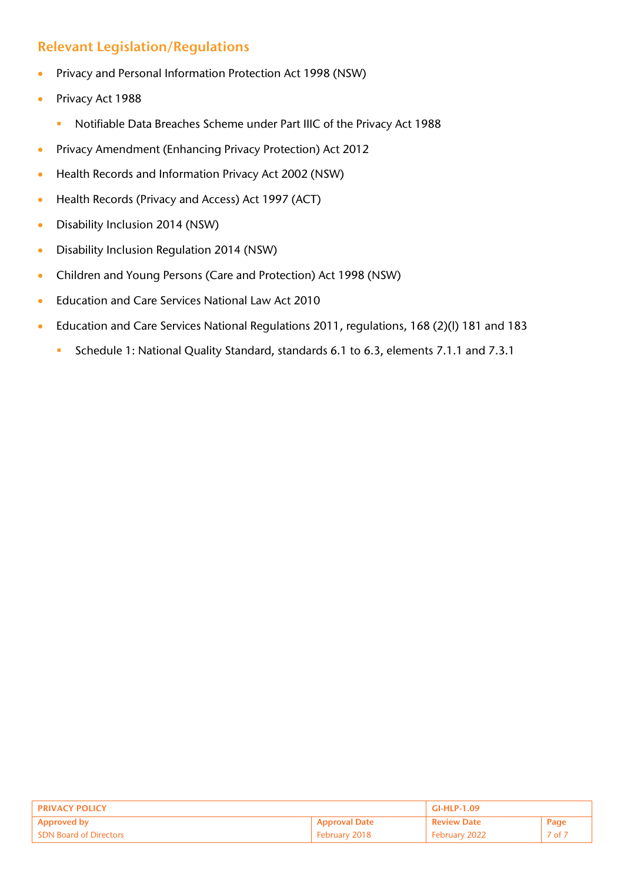## Relevant Legislation/Regulations

- Privacy and Personal Information Protection Act 1998 (NSW)
- Privacy Act 1988
  - Notifiable Data Breaches Scheme under Part IIIC of the Privacy Act 1988
- Privacy Amendment (Enhancing Privacy Protection) Act 2012
- Health Records and Information Privacy Act 2002 (NSW)
- Health Records (Privacy and Access) Act 1997 (ACT)
- Disability Inclusion 2014 (NSW)
- Disability Inclusion Regulation 2014 (NSW)
- Children and Young Persons (Care and Protection) Act 1998 (NSW)
- Education and Care Services National Law Act 2010
- Education and Care Services National Regulations 2011, regulations, 168 (2)(l) 181 and 183
  - Schedule 1: National Quality Standard, standards 6.1 to 6.3, elements 7.1.1 and 7.3.1